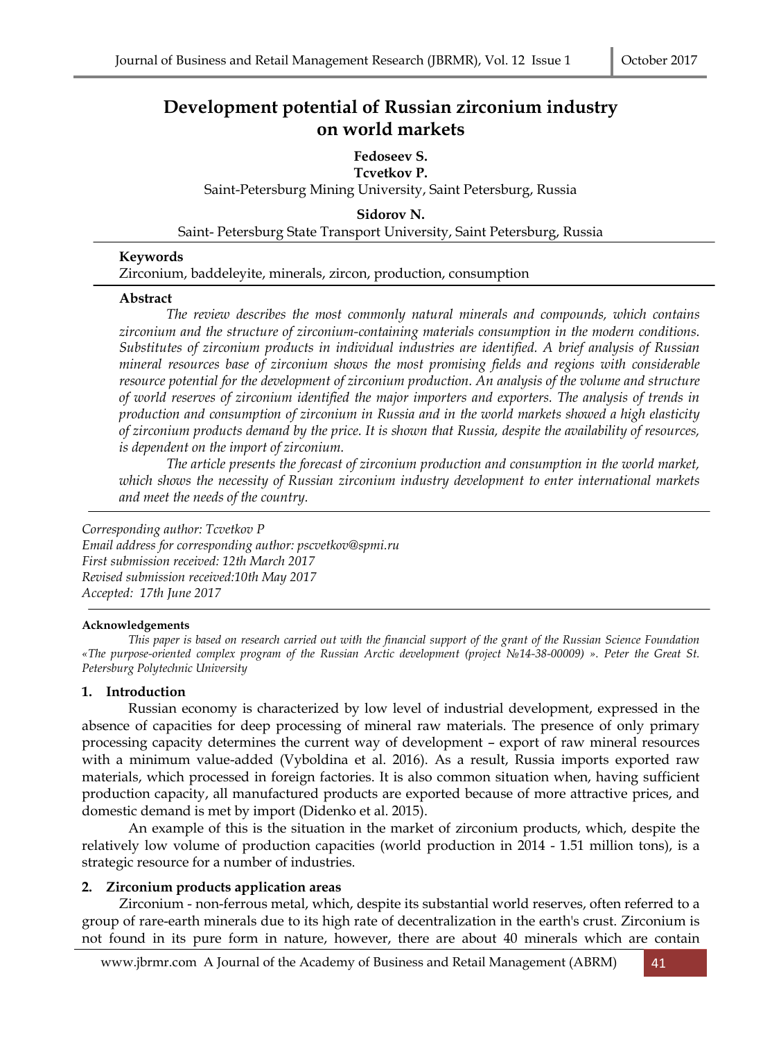# Development potential of Russian zirconium industry on world markets

**Fedoseev S.**
**Tcvetkov P.**
Saint-Petersburg Mining University, Saint Petersburg, Russia

**Sidorov N.**
Saint- Petersburg State Transport University, Saint Petersburg, Russia

**Keywords**
Zirconium, baddeleyite, minerals, zircon, production, consumption

**Abstract**

*The review describes the most commonly natural minerals and compounds, which contains zirconium and the structure of zirconium-containing materials consumption in the modern conditions. Substitutes of zirconium products in individual industries are identified. A brief analysis of Russian mineral resources base of zirconium shows the most promising fields and regions with considerable resource potential for the development of zirconium production. An analysis of the volume and structure of world reserves of zirconium identified the major importers and exporters. The analysis of trends in production and consumption of zirconium in Russia and in the world markets showed a high elasticity of zirconium products demand by the price. It is shown that Russia, despite the availability of resources, is dependent on the import of zirconium.*

*The article presents the forecast of zirconium production and consumption in the world market, which shows the necessity of Russian zirconium industry development to enter international markets and meet the needs of the country.*

*Corresponding author: Tcvetkov P*
*Email address for corresponding author: pscvetkov@spmi.ru*
*First submission received: 12th March 2017*
*Revised submission received:10th May 2017*
*Accepted: 17th June 2017*

**Acknowledgements**

*This paper is based on research carried out with the financial support of the grant of the Russian Science Foundation «The purpose-oriented complex program of the Russian Arctic development (project №14-38-00009) ». Peter the Great St. Petersburg Polytechnic University*

## 1. Introduction

Russian economy is characterized by low level of industrial development, expressed in the absence of capacities for deep processing of mineral raw materials. The presence of only primary processing capacity determines the current way of development – export of raw mineral resources with a minimum value-added (Vyboldina et al. 2016). As a result, Russia imports exported raw materials, which processed in foreign factories. It is also common situation when, having sufficient production capacity, all manufactured products are exported because of more attractive prices, and domestic demand is met by import (Didenko et al. 2015).

An example of this is the situation in the market of zirconium products, which, despite the relatively low volume of production capacities (world production in 2014 - 1.51 million tons), is a strategic resource for a number of industries.

## 2. Zirconium products application areas

Zirconium - non-ferrous metal, which, despite its substantial world reserves, often referred to a group of rare-earth minerals due to its high rate of decentralization in the earth's crust. Zirconium is not found in its pure form in nature, however, there are about 40 minerals which are contain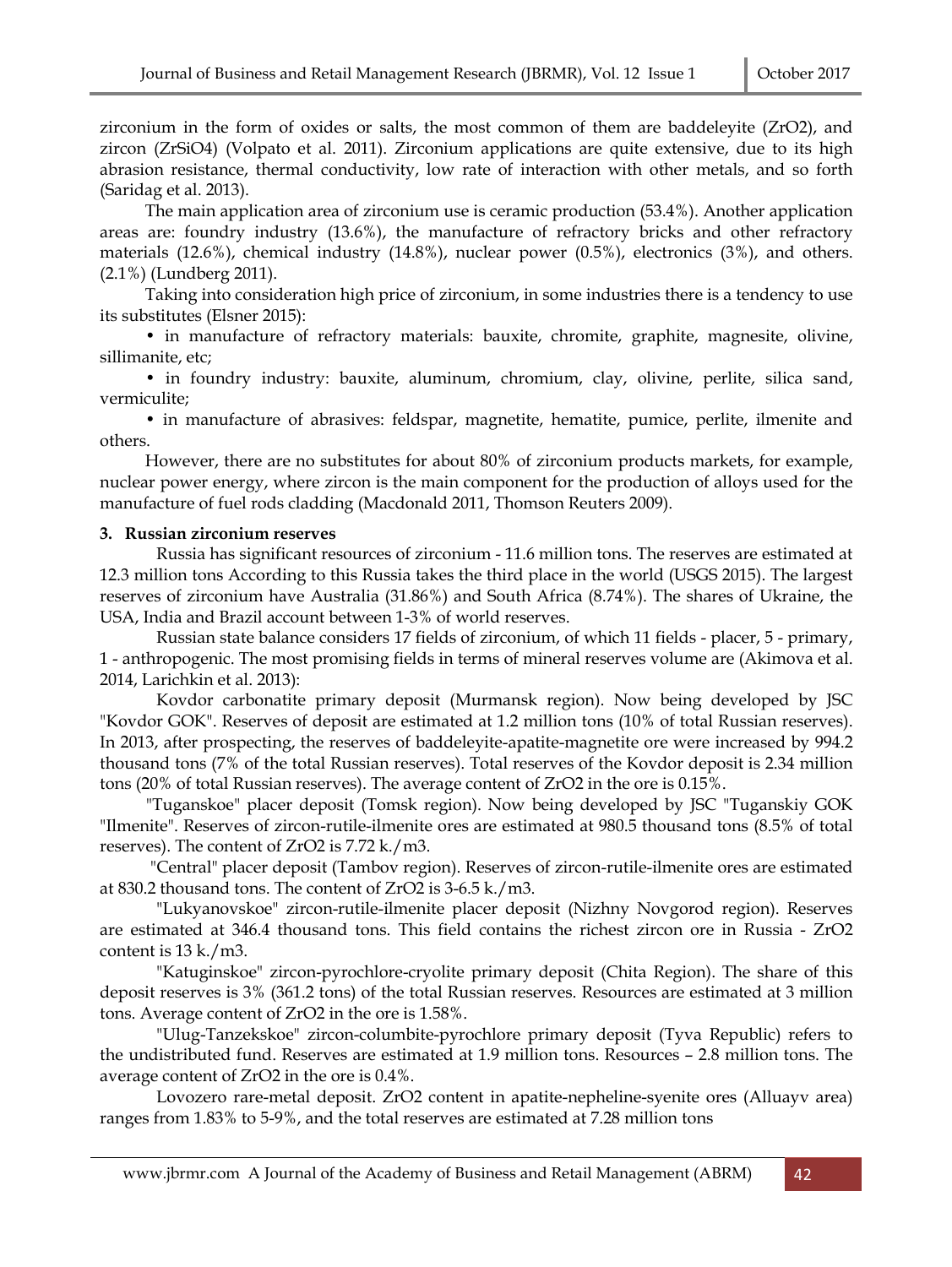zirconium in the form of oxides or salts, the most common of them are baddeleyite ($ZrO_2$), and zircon ($ZrSiO_4$) (Volpato et al. 2011). Zirconium applications are quite extensive, due to its high abrasion resistance, thermal conductivity, low rate of interaction with other metals, and so forth (Saridag et al. 2013).

The main application area of zirconium use is ceramic production (53.4%). Another application areas are: foundry industry (13.6%), the manufacture of refractory bricks and other refractory materials (12.6%), chemical industry (14.8%), nuclear power (0.5%), electronics (3%), and others. (2.1%) (Lundberg 2011).

Taking into consideration high price of zirconium, in some industries there is a tendency to use its substitutes (Elsner 2015):

- in manufacture of refractory materials: bauxite, chromite, graphite, magnesite, olivine, sillimanite, etc;
- in foundry industry: bauxite, aluminum, chromium, clay, olivine, perlite, silica sand, vermiculite;
- in manufacture of abrasives: feldspar, magnetite, hematite, pumice, perlite, ilmenite and others.

However, there are no substitutes for about 80% of zirconium products markets, for example, nuclear power energy, where zircon is the main component for the production of alloys used for the manufacture of fuel rods cladding (Macdonald 2011, Thomson Reuters 2009).

### 3. Russian zirconium reserves

Russia has significant resources of zirconium - 11.6 million tons. The reserves are estimated at 12.3 million tons According to this Russia takes the third place in the world (USGS 2015). The largest reserves of zirconium have Australia (31.86%) and South Africa (8.74%). The shares of Ukraine, the USA, India and Brazil account between 1-3% of world reserves.

Russian state balance considers 17 fields of zirconium, of which 11 fields - placer, 5 - primary, 1 - anthropogenic. The most promising fields in terms of mineral reserves volume are (Akimova et al. 2014, Larichkin et al. 2013):

Kovdor carbonatite primary deposit (Murmansk region). Now being developed by JSC "Kovdor GOK". Reserves of deposit are estimated at 1.2 million tons (10% of total Russian reserves). In 2013, after prospecting, the reserves of baddeleyite-apatite-magnetite ore were increased by 994.2 thousand tons (7% of the total Russian reserves). Total reserves of the Kovdor deposit is 2.34 million tons (20% of total Russian reserves). The average content of $ZrO_2$ in the ore is 0.15%.

"Tuganskoe" placer deposit (Tomsk region). Now being developed by JSC "Tuganskiy GOK "Ilmenite". Reserves of zircon-rutile-ilmenite ores are estimated at 980.5 thousand tons (8.5% of total reserves). The content of $ZrO_2$ is 7.72 k./m3.

"Central" placer deposit (Tambov region). Reserves of zircon-rutile-ilmenite ores are estimated at 830.2 thousand tons. The content of $ZrO_2$ is 3-6.5 k./m3.

"Lukyanovskoe" zircon-rutile-ilmenite placer deposit (Nizhny Novgorod region). Reserves are estimated at 346.4 thousand tons. This field contains the richest zircon ore in Russia - $ZrO_2$ content is 13 k./m3.

"Katuginskoe" zircon-pyrochlore-cryolite primary deposit (Chita Region). The share of this deposit reserves is 3% (361.2 tons) of the total Russian reserves. Resources are estimated at 3 million tons. Average content of $ZrO_2$ in the ore is 1.58%.

"Ulug-Tanzekskoe" zircon-columbite-pyrochlore primary deposit (Tyva Republic) refers to the undistributed fund. Reserves are estimated at 1.9 million tons. Resources – 2.8 million tons. The average content of $ZrO_2$ in the ore is 0.4%.

Lovozero rare-metal deposit. $ZrO_2$ content in apatite-nepheline-syenite ores (Alluayv area) ranges from 1.83% to 5-9%, and the total reserves are estimated at 7.28 million tons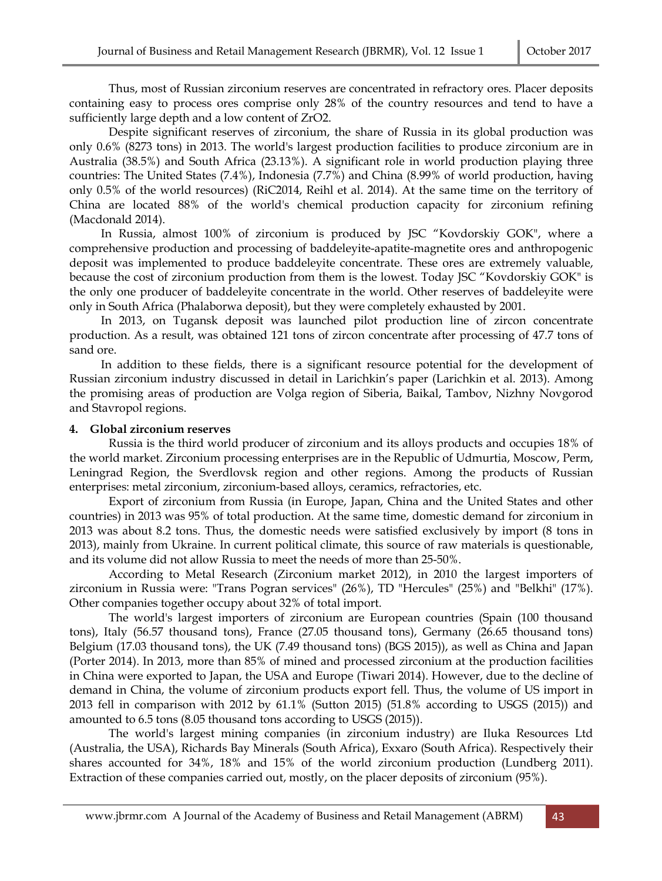Thus, most of Russian zirconium reserves are concentrated in refractory ores. Placer deposits containing easy to process ores comprise only 28% of the country resources and tend to have a sufficiently large depth and a low content of $ZrO_2$.

Despite significant reserves of zirconium, the share of Russia in its global production was only 0.6% (8273 tons) in 2013. The world's largest production facilities to produce zirconium are in Australia (38.5%) and South Africa (23.13%). A significant role in world production playing three countries: The United States (7.4%), Indonesia (7.7%) and China (8.99% of world production, having only 0.5% of the world resources) (RiC2014, Reihl et al. 2014). At the same time on the territory of China are located 88% of the world's chemical production capacity for zirconium refining (Macdonald 2014).

In Russia, almost 100% of zirconium is produced by JSC "Kovdorskiy GOK", where a comprehensive production and processing of baddeleyite-apatite-magnetite ores and anthropogenic deposit was implemented to produce baddeleyite concentrate. These ores are extremely valuable, because the cost of zirconium production from them is the lowest. Today JSC "Kovdorskiy GOK" is the only one producer of baddeleyite concentrate in the world. Other reserves of baddeleyite were only in South Africa (Phalaborwa deposit), but they were completely exhausted by 2001.

In 2013, on Tugansk deposit was launched pilot production line of zircon concentrate production. As a result, was obtained 121 tons of zircon concentrate after processing of 47.7 tons of sand ore.

In addition to these fields, there is a significant resource potential for the development of Russian zirconium industry discussed in detail in Larichkin's paper (Larichkin et al. 2013). Among the promising areas of production are Volga region of Siberia, Baikal, Tambov, Nizhny Novgorod and Stavropol regions.

## 4. Global zirconium reserves

Russia is the third world producer of zirconium and its alloys products and occupies 18% of the world market. Zirconium processing enterprises are in the Republic of Udmurtia, Moscow, Perm, Leningrad Region, the Sverdlovsk region and other regions. Among the products of Russian enterprises: metal zirconium, zirconium-based alloys, ceramics, refractories, etc.

Export of zirconium from Russia (in Europe, Japan, China and the United States and other countries) in 2013 was 95% of total production. At the same time, domestic demand for zirconium in 2013 was about 8.2 tons. Thus, the domestic needs were satisfied exclusively by import (8 tons in 2013), mainly from Ukraine. In current political climate, this source of raw materials is questionable, and its volume did not allow Russia to meet the needs of more than 25-50%.

According to Metal Research (Zirconium market 2012), in 2010 the largest importers of zirconium in Russia were: "Trans Pogran services" (26%), TD "Hercules" (25%) and "Belkhi" (17%). Other companies together occupy about 32% of total import.

The world's largest importers of zirconium are European countries (Spain (100 thousand tons), Italy (56.57 thousand tons), France (27.05 thousand tons), Germany (26.65 thousand tons) Belgium (17.03 thousand tons), the UK (7.49 thousand tons) (BGS 2015)), as well as China and Japan (Porter 2014). In 2013, more than 85% of mined and processed zirconium at the production facilities in China were exported to Japan, the USA and Europe (Tiwari 2014). However, due to the decline of demand in China, the volume of zirconium products export fell. Thus, the volume of US import in 2013 fell in comparison with 2012 by 61.1% (Sutton 2015) (51.8% according to USGS (2015)) and amounted to 6.5 tons (8.05 thousand tons according to USGS (2015)).

The world's largest mining companies (in zirconium industry) are Iluka Resources Ltd (Australia, the USA), Richards Bay Minerals (South Africa), Exxaro (South Africa). Respectively their shares accounted for 34%, 18% and 15% of the world zirconium production (Lundberg 2011). Extraction of these companies carried out, mostly, on the placer deposits of zirconium (95%).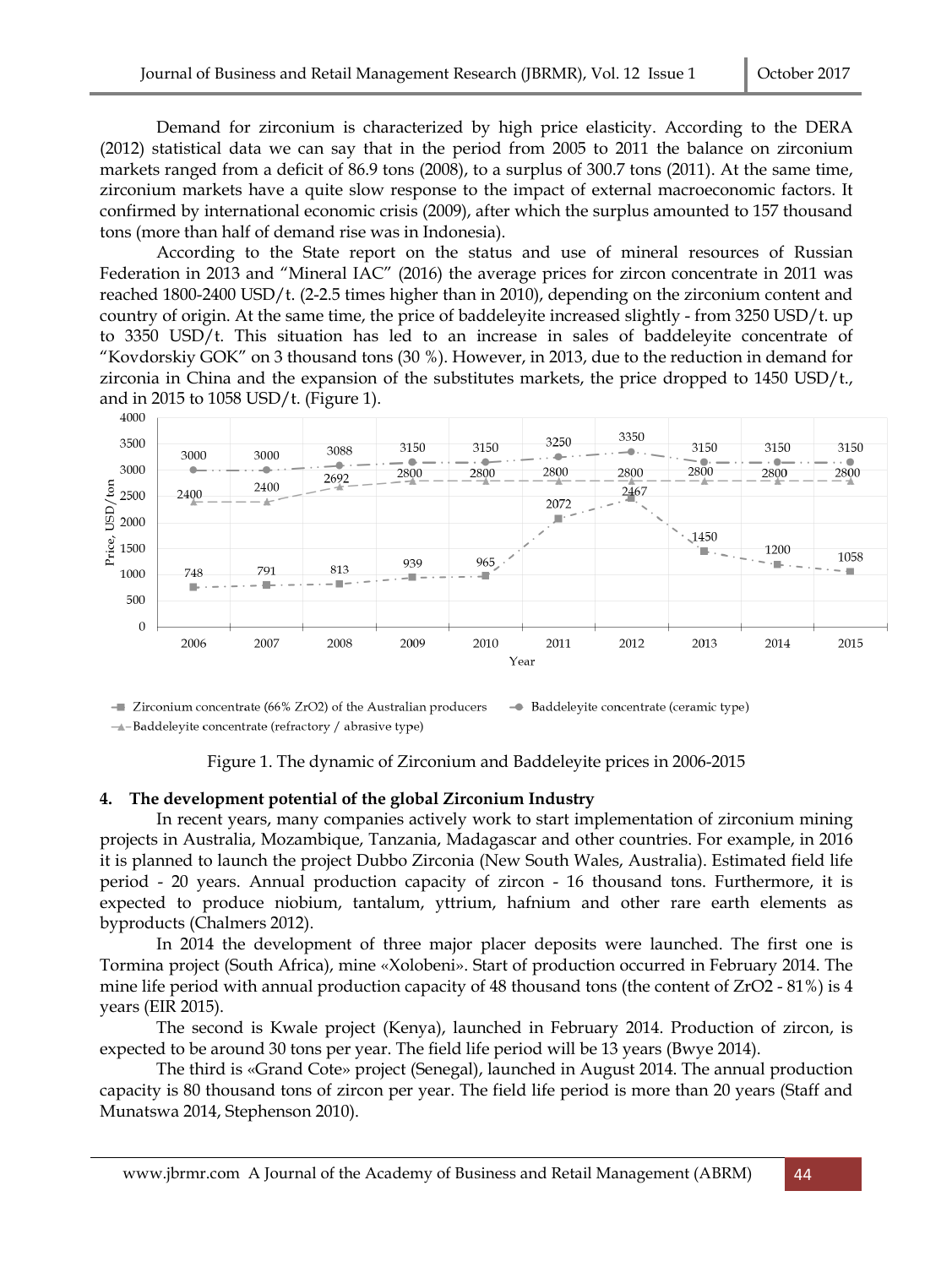Demand for zirconium is characterized by high price elasticity. According to the DERA (2012) statistical data we can say that in the period from 2005 to 2011 the balance on zirconium markets ranged from a deficit of 86.9 tons (2008), to a surplus of 300.7 tons (2011). At the same time, zirconium markets have a quite slow response to the impact of external macroeconomic factors. It confirmed by international economic crisis (2009), after which the surplus amounted to 157 thousand tons (more than half of demand rise was in Indonesia).

According to the State report on the status and use of mineral resources of Russian Federation in 2013 and "Mineral IAC" (2016) the average prices for zircon concentrate in 2011 was reached 1800-2400 USD/t. (2-2.5 times higher than in 2010), depending on the zirconium content and country of origin. At the same time, the price of baddeleyite increased slightly - from 3250 USD/t. up to 3350 USD/t. This situation has led to an increase in sales of baddeleyite concentrate of "Kovdorskiy GOK" on 3 thousand tons (30 %). However, in 2013, due to the reduction in demand for zirconia in China and the expansion of the substitutes markets, the price dropped to 1450 USD/t., and in 2015 to 1058 USD/t. (Figure 1).

| Year | Zirconium concentrate (66% $ZrO_2$) of the Australian producers | Baddeleyite concentrate (ceramic type) | Baddeleyite concentrate (refractory / abrasive type) |
|---|---|---|---|
| 2006 | 748 | 3000 | 2400 |
| 2007 | 791 | 3000 | 2400 |
| 2008 | 813 | 3088 | 2692 |
| 2009 | 939 | 3150 | 2800 |
| 2010 | 965 | 3150 | 2800 |
| 2011 | 2072 | 3250 | 2800 |
| 2012 | 2467 | 3350 | 2800 |
| 2013 | 1450 | 3150 | 2800 |
| 2014 | 1200 | 3150 | 2800 |
| 2015 | 1058 | 3150 | 2800 |

Figure 1. The dynamic of Zirconium and Baddeleyite prices in 2006-2015

## 4. The development potential of the global Zirconium Industry

In recent years, many companies actively work to start implementation of zirconium mining projects in Australia, Mozambique, Tanzania, Madagascar and other countries. For example, in 2016 it is planned to launch the project Dubbo Zirconia (New South Wales, Australia). Estimated field life period - 20 years. Annual production capacity of zircon - 16 thousand tons. Furthermore, it is expected to produce niobium, tantalum, yttrium, hafnium and other rare earth elements as byproducts (Chalmers 2012).

In 2014 the development of three major placer deposits were launched. The first one is Tormina project (South Africa), mine «Xolobeni». Start of production occurred in February 2014. The mine life period with annual production capacity of 48 thousand tons (the content of $ZrO_2$ - 81%) is 4 years (EIR 2015).

The second is Kwale project (Kenya), launched in February 2014. Production of zircon, is expected to be around 30 tons per year. The field life period will be 13 years (Bwye 2014).

The third is «Grand Cote» project (Senegal), launched in August 2014. The annual production capacity is 80 thousand tons of zircon per year. The field life period is more than 20 years (Staff and Munatswa 2014, Stephenson 2010).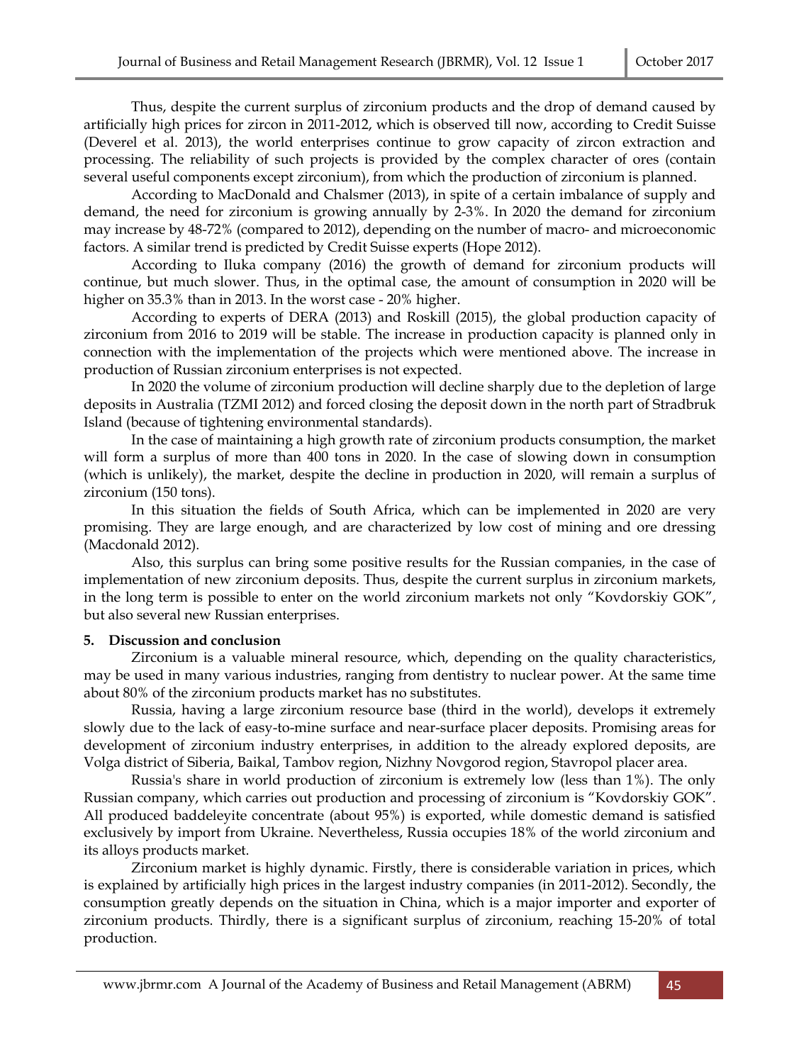Thus, despite the current surplus of zirconium products and the drop of demand caused by artificially high prices for zircon in 2011-2012, which is observed till now, according to Credit Suisse (Deverel et al. 2013), the world enterprises continue to grow capacity of zircon extraction and processing. The reliability of such projects is provided by the complex character of ores (contain several useful components except zirconium), from which the production of zirconium is planned.

According to MacDonald and Chalsmer (2013), in spite of a certain imbalance of supply and demand, the need for zirconium is growing annually by 2-3%. In 2020 the demand for zirconium may increase by 48-72% (compared to 2012), depending on the number of macro- and microeconomic factors. A similar trend is predicted by Credit Suisse experts (Hope 2012).

According to Iluka company (2016) the growth of demand for zirconium products will continue, but much slower. Thus, in the optimal case, the amount of consumption in 2020 will be higher on 35.3% than in 2013. In the worst case - 20% higher.

According to experts of DERA (2013) and Roskill (2015), the global production capacity of zirconium from 2016 to 2019 will be stable. The increase in production capacity is planned only in connection with the implementation of the projects which were mentioned above. The increase in production of Russian zirconium enterprises is not expected.

In 2020 the volume of zirconium production will decline sharply due to the depletion of large deposits in Australia (TZMI 2012) and forced closing the deposit down in the north part of Stradbruk Island (because of tightening environmental standards).

In the case of maintaining a high growth rate of zirconium products consumption, the market will form a surplus of more than 400 tons in 2020. In the case of slowing down in consumption (which is unlikely), the market, despite the decline in production in 2020, will remain a surplus of zirconium (150 tons).

In this situation the fields of South Africa, which can be implemented in 2020 are very promising. They are large enough, and are characterized by low cost of mining and ore dressing (Macdonald 2012).

Also, this surplus can bring some positive results for the Russian companies, in the case of implementation of new zirconium deposits. Thus, despite the current surplus in zirconium markets, in the long term is possible to enter on the world zirconium markets not only "Kovdorskiy GOK", but also several new Russian enterprises.

## 5. Discussion and conclusion

Zirconium is a valuable mineral resource, which, depending on the quality characteristics, may be used in many various industries, ranging from dentistry to nuclear power. At the same time about 80% of the zirconium products market has no substitutes.

Russia, having a large zirconium resource base (third in the world), develops it extremely slowly due to the lack of easy-to-mine surface and near-surface placer deposits. Promising areas for development of zirconium industry enterprises, in addition to the already explored deposits, are Volga district of Siberia, Baikal, Tambov region, Nizhny Novgorod region, Stavropol placer area.

Russia's share in world production of zirconium is extremely low (less than 1%). The only Russian company, which carries out production and processing of zirconium is "Kovdorskiy GOK". All produced baddeleyite concentrate (about 95%) is exported, while domestic demand is satisfied exclusively by import from Ukraine. Nevertheless, Russia occupies 18% of the world zirconium and its alloys products market.

Zirconium market is highly dynamic. Firstly, there is considerable variation in prices, which is explained by artificially high prices in the largest industry companies (in 2011-2012). Secondly, the consumption greatly depends on the situation in China, which is a major importer and exporter of zirconium products. Thirdly, there is a significant surplus of zirconium, reaching 15-20% of total production.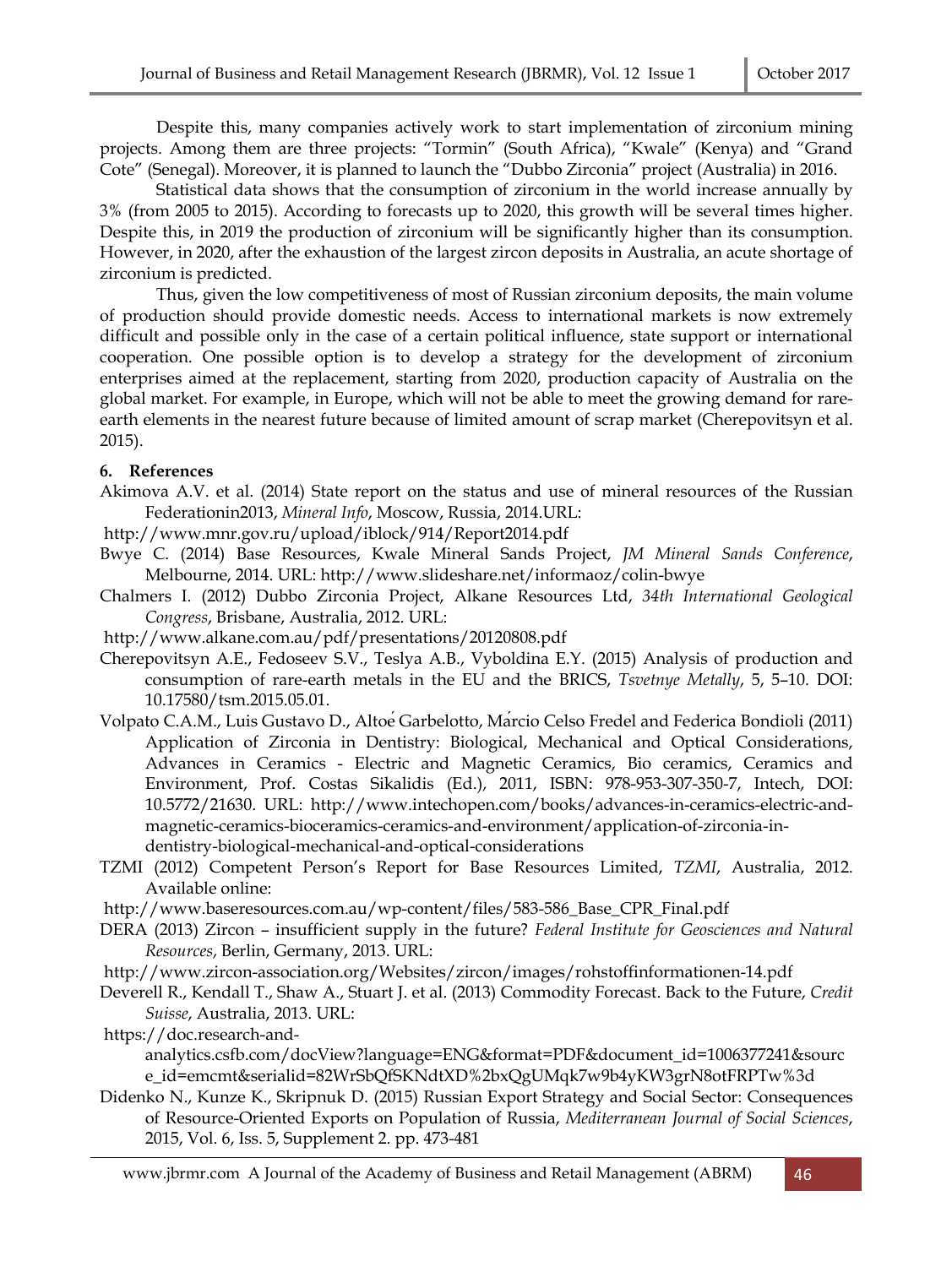Despite this, many companies actively work to start implementation of zirconium mining projects. Among them are three projects: "Tormin" (South Africa), "Kwale" (Kenya) and "Grand Cote" (Senegal). Moreover, it is planned to launch the "Dubbo Zirconia" project (Australia) in 2016.

Statistical data shows that the consumption of zirconium in the world increase annually by 3% (from 2005 to 2015). According to forecasts up to 2020, this growth will be several times higher. Despite this, in 2019 the production of zirconium will be significantly higher than its consumption. However, in 2020, after the exhaustion of the largest zircon deposits in Australia, an acute shortage of zirconium is predicted.

Thus, given the low competitiveness of most of Russian zirconium deposits, the main volume of production should provide domestic needs. Access to international markets is now extremely difficult and possible only in the case of a certain political influence, state support or international cooperation. One possible option is to develop a strategy for the development of zirconium enterprises aimed at the replacement, starting from 2020, production capacity of Australia on the global market. For example, in Europe, which will not be able to meet the growing demand for rare-earth elements in the nearest future because of limited amount of scrap market (Cherepovitsyn et al. 2015).

## 6. References

Akimova A.V. et al. (2014) State report on the status and use of mineral resources of the Russian Federationin2013, *Mineral Info*, Moscow, Russia, 2014.URL:
http://www.mnr.gov.ru/upload/iblock/914/Report2014.pdf

Bwye C. (2014) Base Resources, Kwale Mineral Sands Project, *JM Mineral Sands Conference*, Melbourne, 2014. URL: http://www.slideshare.net/informaoz/colin-bwye

Chalmers I. (2012) Dubbo Zirconia Project, Alkane Resources Ltd, *34th International Geological Congress*, Brisbane, Australia, 2012. URL:
http://www.alkane.com.au/pdf/presentations/20120808.pdf

Cherepovitsyn A.E., Fedoseev S.V., Teslya A.B., Vyboldina E.Y. (2015) Analysis of production and consumption of rare-earth metals in the EU and the BRICS, *Tsvetnye Metally*, 5, 5–10. DOI: 10.17580/tsm.2015.05.01.

Volpato C.A.M., Luis Gustavo D., Altoé Garbelotto, Márcio Celso Fredel and Federica Bondioli (2011) Application of Zirconia in Dentistry: Biological, Mechanical and Optical Considerations, Advances in Ceramics - Electric and Magnetic Ceramics, Bio ceramics, Ceramics and Environment, Prof. Costas Sikalidis (Ed.), 2011, ISBN: 978-953-307-350-7, Intech, DOI: 10.5772/21630. URL: http://www.intechopen.com/books/advances-in-ceramics-electric-and-magnetic-ceramics-bioceramics-ceramics-and-environment/application-of-zirconia-in-dentistry-biological-mechanical-and-optical-considerations

TZMI (2012) Competent Person's Report for Base Resources Limited, *TZMI*, Australia, 2012. Available online:
http://www.baseresources.com.au/wp-content/files/583-586_Base_CPR_Final.pdf

DERA (2013) Zircon – insufficient supply in the future? *Federal Institute for Geosciences and Natural Resources*, Berlin, Germany, 2013. URL:
http://www.zircon-association.org/Websites/zircon/images/rohstoffinformationen-14.pdf

Deverell R., Kendall T., Shaw A., Stuart J. et al. (2013) Commodity Forecast. Back to the Future, *Credit Suisse*, Australia, 2013. URL:
https://doc.research-and-analytics.csfb.com/docView?language=ENG&format=PDF&document_id=1006377241&source_id=emcmt&serialid=82WrSbQfSKNdtXD%2bxQgUMqk7w9b4yKW3grN8otFRPTw%3d

Didenko N., Kunze K., Skripnuk D. (2015) Russian Export Strategy and Social Sector: Consequences of Resource-Oriented Exports on Population of Russia, *Mediterranean Journal of Social Sciences*, 2015, Vol. 6, Iss. 5, Supplement 2. pp. 473-481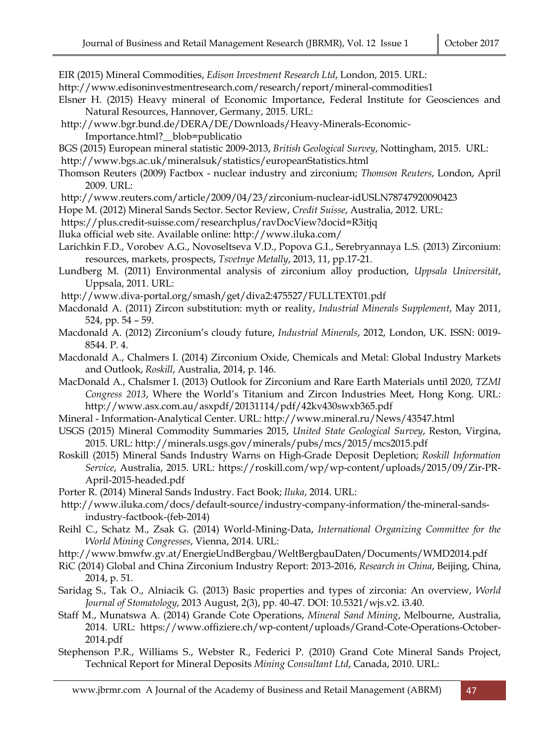EIR (2015) Mineral Commodities, *Edison Investment Research Ltd*, London, 2015. URL: http://www.edisoninvestmentresearch.com/research/report/mineral-commodities1

Elsner H. (2015) Heavy mineral of Economic Importance, Federal Institute for Geosciences and Natural Resources, Hannover, Germany, 2015. URL: http://www.bgr.bund.de/DERA/DE/Downloads/Heavy-Minerals-Economic-Importance.html?__blob=publicatio

BGS (2015) European mineral statistic 2009-2013, *British Geological Survey*, Nottingham, 2015. URL: http://www.bgs.ac.uk/mineralsuk/statistics/europeanStatistics.html

Thomson Reuters (2009) Factbox - nuclear industry and zirconium; *Thomson Reuters*, London, April 2009. URL: http://www.reuters.com/article/2009/04/23/zirconium-nuclear-idUSLN78747920090423

Hope M. (2012) Mineral Sands Sector. Sector Review, *Credit Suisse*, Australia, 2012. URL: https://plus.credit-suisse.com/researchplus/ravDocView?docid=R3itjq

Iluka official web site. Available online: http://www.iluka.com/

Larichkin F.D., Vorobev A.G., Novoseltseva V.D., Popova G.I., Serebryannaya L.S. (2013) Zirconium: resources, markets, prospects, *Tsvetnye Metally*, 2013, 11, pp.17-21.

Lundberg M. (2011) Environmental analysis of zirconium alloy production, *Uppsala Universität*, Uppsala, 2011. URL: http://www.diva-portal.org/smash/get/diva2:475527/FULLTEXT01.pdf

Macdonald A. (2011) Zircon substitution: myth or reality, *Industrial Minerals Supplement*, May 2011, 524, pp. 54 – 59.

Macdonald A. (2012) Zirconium's cloudy future, *Industrial Minerals*, 2012, London, UK. ISSN: 0019-8544. P. 4.

Macdonald A., Chalmers I. (2014) Zirconium Oxide, Chemicals and Metal: Global Industry Markets and Outlook, *Roskill*, Australia, 2014, p. 146.

MacDonald A., Chalsmer I. (2013) Outlook for Zirconium and Rare Earth Materials until 2020, *TZMI Congress 2013*, Where the World's Titanium and Zircon Industries Meet, Hong Kong. URL: http://www.asx.com.au/asxpdf/20131114/pdf/42kv430swxb365.pdf

Mineral - Information-Analytical Center. URL: http://www.mineral.ru/News/43547.html

USGS (2015) Mineral Commodity Summaries 2015, *United State Geological Survey*, Reston, Virgina, 2015. URL: http://minerals.usgs.gov/minerals/pubs/mcs/2015/mcs2015.pdf

Roskill (2015) Mineral Sands Industry Warns on High-Grade Deposit Depletion; *Roskill Information Service*, Australia, 2015. URL: https://roskill.com/wp/wp-content/uploads/2015/09/Zir-PR-April-2015-headed.pdf

Porter R. (2014) Mineral Sands Industry. Fact Book; *Iluka*, 2014. URL: http://www.iluka.com/docs/default-source/industry-company-information/the-mineral-sands-industry-factbook-(feb-2014)

Reihl C., Schatz M., Zsak G. (2014) World-Mining-Data, *International Organizing Committee for the World Mining Congresses*, Vienna, 2014. URL: http://www.bmwfw.gv.at/EnergieUndBergbau/WeltBergbauDaten/Documents/WMD2014.pdf

RiC (2014) Global and China Zirconium Industry Report: 2013-2016, *Research in China*, Beijing, China, 2014, p. 51.

Saridag S., Tak O., Alniacik G. (2013) Basic properties and types of zirconia: An overview, *World Journal of Stomatology*, 2013 August, 2(3), pp. 40-47. DOI: 10.5321/wjs.v2. i3.40.

Staff M., Munatswa A. (2014) Grande Cote Operations, *Mineral Sand Mining*, Melbourne, Australia, 2014. URL: https://www.offiziere.ch/wp-content/uploads/Grand-Cote-Operations-October-2014.pdf

Stephenson P.R., Williams S., Webster R., Federici P. (2010) Grand Cote Mineral Sands Project, Technical Report for Mineral Deposits *Mining Consultant Ltd*, Canada, 2010. URL: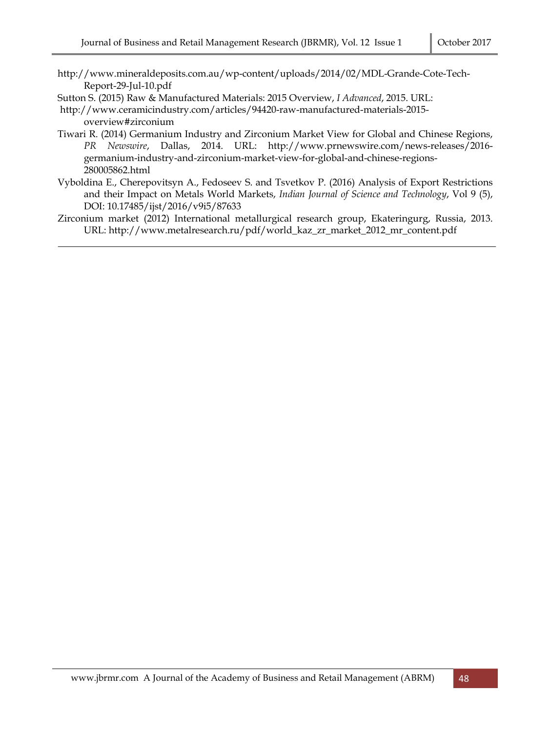http://www.mineraldeposits.com.au/wp-content/uploads/2014/02/MDL-Grande-Cote-Tech-Report-29-Jul-10.pdf

Sutton S. (2015) Raw & Manufactured Materials: 2015 Overview, *I Advanced*, 2015. URL: http://www.ceramicindustry.com/articles/94420-raw-manufactured-materials-2015-overview#zirconium

Tiwari R. (2014) Germanium Industry and Zirconium Market View for Global and Chinese Regions, *PR Newswire*, Dallas, 2014. URL: http://www.prnewswire.com/news-releases/2016-germanium-industry-and-zirconium-market-view-for-global-and-chinese-regions-280005862.html

Vyboldina E., Cherepovitsyn A., Fedoseev S. and Tsvetkov P. (2016) Analysis of Export Restrictions and their Impact on Metals World Markets, *Indian Journal of Science and Technology*, Vol 9 (5), DOI: 10.17485/ijst/2016/v9i5/87633

Zirconium market (2012) International metallurgical research group, Ekateringurg, Russia, 2013. URL: http://www.metalresearch.ru/pdf/world_kaz_zr_market_2012_mr_content.pdf